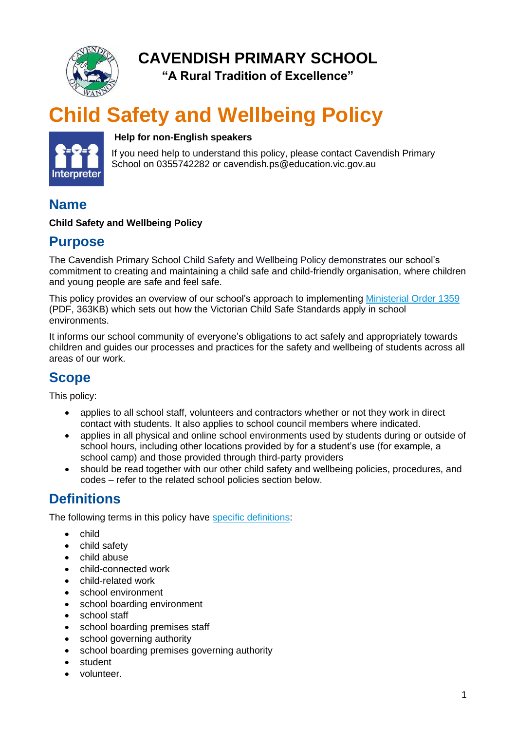# CAVENDISH PRIMARY SCHOOL

**"A Rural Tradition of Excellence"**

# Child Safety and Wellbeing Policy

**Help for non-English speakers**

If you need help to understand this policy, please contact Cavendish Primary School on 0355742282 or cavendish.ps@education.vic.gov.au

## Name

**Child Safety and Wellbeing Policy**

## Purpose

The Cavendish Primary School Child Safety and Wellbeing Policy demonstrates our school's commitment to creating and maintaining a child safe and child-friendly organisation, where children and young people are safe and feel safe.

This policy provides an overview of our school's approach to implementing [Ministerial Order 1359](Ministerial Order 1359) (PDF, 363KB) which sets out how the Victorian Child Safe Standards apply in school environments.

It informs our school community of everyone's obligations to act safely and appropriately towards children and guides our processes and practices for the safety and wellbeing of students across all areas of our work.

## Scope

This policy:

- applies to all school staff, volunteers and contractors whether or not they work in direct contact with students. It also applies to school council members where indicated.
- applies in all physical and online school environments used by students during or outside of school hours, including other locations provided by for a student's use (for example, a school camp) and those provided through third-party providers
- should be read together with our other child safety and wellbeing policies, procedures, and codes – refer to the related school policies section below.

## Definitions

The following terms in this policy have [specific definitions](specific definitions):

- child
- child safety
- child abuse
- child-connected work
- child-related work
- school environment
- school boarding environment
- school staff
- school boarding premises staff
- school governing authority
- school boarding premises governing authority
- student
- volunteer.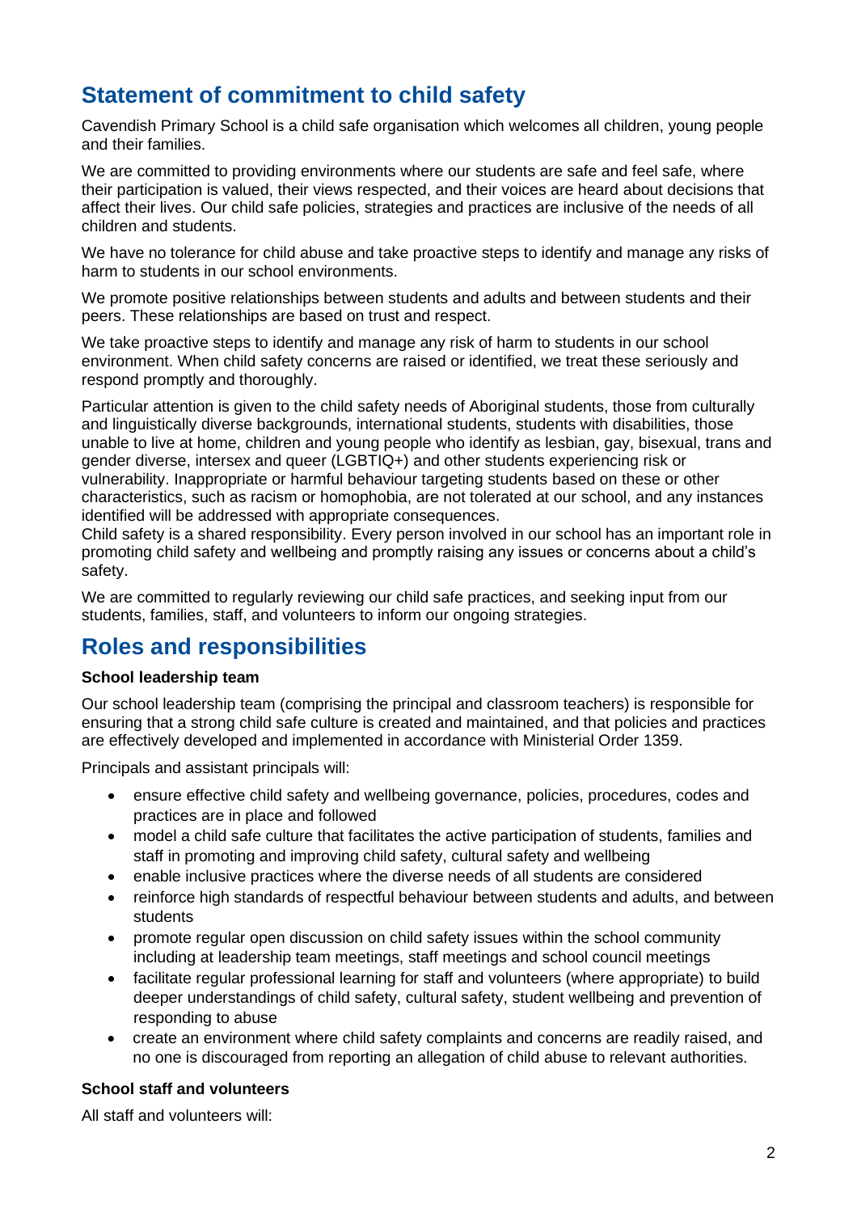## Statement of commitment to child safety

Cavendish Primary School is a child safe organisation which welcomes all children, young people and their families.

We are committed to providing environments where our students are safe and feel safe, where their participation is valued, their views respected, and their voices are heard about decisions that affect their lives. Our child safe policies, strategies and practices are inclusive of the needs of all children and students.

We have no tolerance for child abuse and take proactive steps to identify and manage any risks of harm to students in our school environments.

We promote positive relationships between students and adults and between students and their peers. These relationships are based on trust and respect.

We take proactive steps to identify and manage any risk of harm to students in our school environment. When child safety concerns are raised or identified, we treat these seriously and respond promptly and thoroughly.

Particular attention is given to the child safety needs of Aboriginal students, those from culturally and linguistically diverse backgrounds, international students, students with disabilities, those unable to live at home, children and young people who identify as lesbian, gay, bisexual, trans and gender diverse, intersex and queer (LGBTIQ+) and other students experiencing risk or vulnerability. Inappropriate or harmful behaviour targeting students based on these or other characteristics, such as racism or homophobia, are not tolerated at our school, and any instances identified will be addressed with appropriate consequences.
Child safety is a shared responsibility. Every person involved in our school has an important role in promoting child safety and wellbeing and promptly raising any issues or concerns about a child's safety.

We are committed to regularly reviewing our child safe practices, and seeking input from our students, families, staff, and volunteers to inform our ongoing strategies.

## Roles and responsibilities

**School leadership team**

Our school leadership team (comprising the principal and classroom teachers) is responsible for ensuring that a strong child safe culture is created and maintained, and that policies and practices are effectively developed and implemented in accordance with Ministerial Order 1359.

Principals and assistant principals will:

- ensure effective child safety and wellbeing governance, policies, procedures, codes and practices are in place and followed
- model a child safe culture that facilitates the active participation of students, families and staff in promoting and improving child safety, cultural safety and wellbeing
- enable inclusive practices where the diverse needs of all students are considered
- reinforce high standards of respectful behaviour between students and adults, and between students
- promote regular open discussion on child safety issues within the school community including at leadership team meetings, staff meetings and school council meetings
- facilitate regular professional learning for staff and volunteers (where appropriate) to build deeper understandings of child safety, cultural safety, student wellbeing and prevention of responding to abuse
- create an environment where child safety complaints and concerns are readily raised, and no one is discouraged from reporting an allegation of child abuse to relevant authorities.

**School staff and volunteers**

All staff and volunteers will: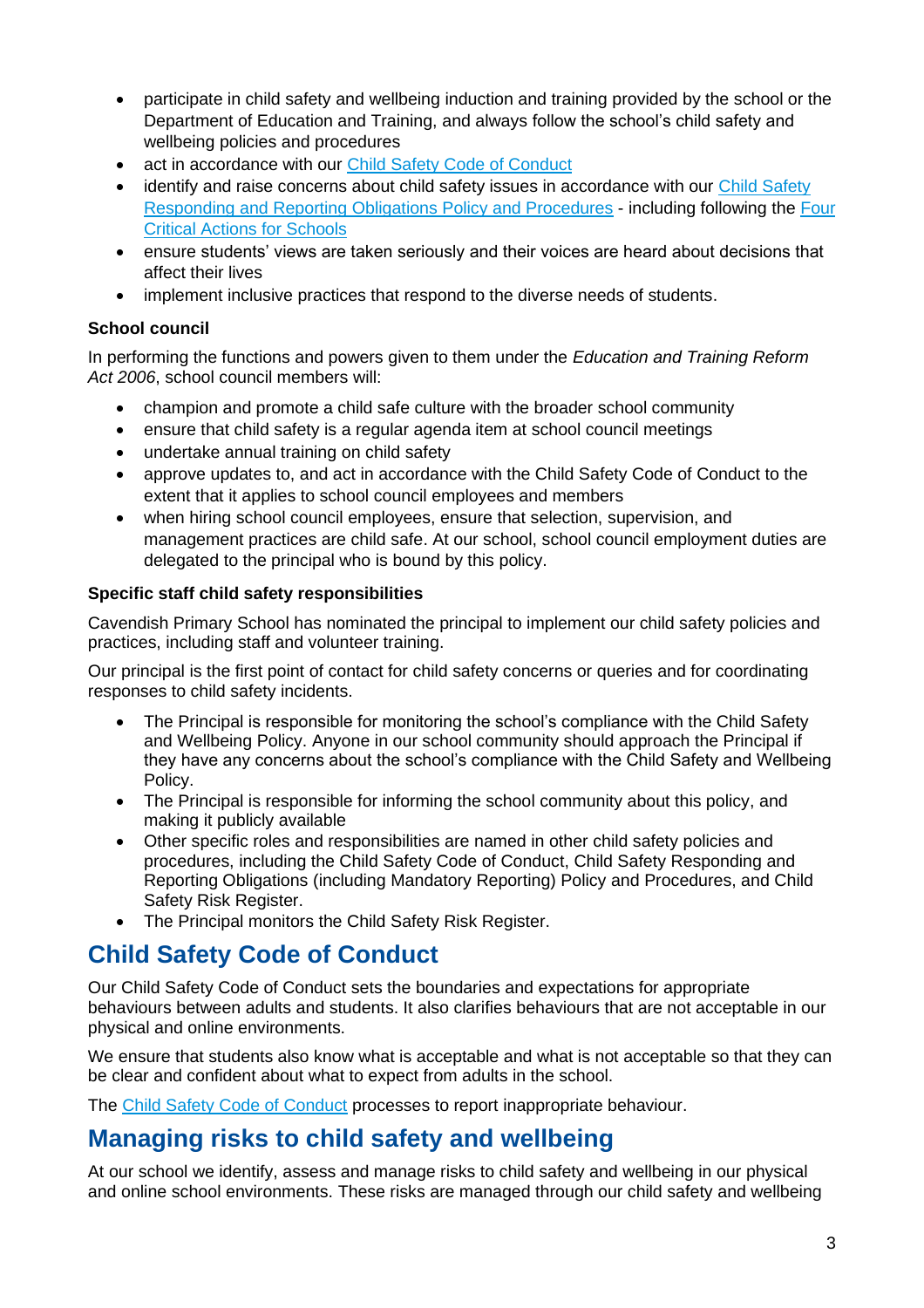- participate in child safety and wellbeing induction and training provided by the school or the Department of Education and Training, and always follow the school's child safety and wellbeing policies and procedures
- act in accordance with our Child Safety Code of Conduct
- identify and raise concerns about child safety issues in accordance with our Child Safety Responding and Reporting Obligations Policy and Procedures - including following the Four Critical Actions for Schools
- ensure students' views are taken seriously and their voices are heard about decisions that affect their lives
- implement inclusive practices that respond to the diverse needs of students.

**School council**

In performing the functions and powers given to them under the *Education and Training Reform Act 2006*, school council members will:

- champion and promote a child safe culture with the broader school community
- ensure that child safety is a regular agenda item at school council meetings
- undertake annual training on child safety
- approve updates to, and act in accordance with the Child Safety Code of Conduct to the extent that it applies to school council employees and members
- when hiring school council employees, ensure that selection, supervision, and management practices are child safe. At our school, school council employment duties are delegated to the principal who is bound by this policy.

**Specific staff child safety responsibilities**

Cavendish Primary School has nominated the principal to implement our child safety policies and practices, including staff and volunteer training.

Our principal is the first point of contact for child safety concerns or queries and for coordinating responses to child safety incidents.

- The Principal is responsible for monitoring the school's compliance with the Child Safety and Wellbeing Policy. Anyone in our school community should approach the Principal if they have any concerns about the school's compliance with the Child Safety and Wellbeing Policy.
- The Principal is responsible for informing the school community about this policy, and making it publicly available
- Other specific roles and responsibilities are named in other child safety policies and procedures, including the Child Safety Code of Conduct, Child Safety Responding and Reporting Obligations (including Mandatory Reporting) Policy and Procedures, and Child Safety Risk Register.
- The Principal monitors the Child Safety Risk Register.

## Child Safety Code of Conduct

Our Child Safety Code of Conduct sets the boundaries and expectations for appropriate behaviours between adults and students. It also clarifies behaviours that are not acceptable in our physical and online environments.

We ensure that students also know what is acceptable and what is not acceptable so that they can be clear and confident about what to expect from adults in the school.

The Child Safety Code of Conduct processes to report inappropriate behaviour.

## Managing risks to child safety and wellbeing

At our school we identify, assess and manage risks to child safety and wellbeing in our physical and online school environments. These risks are managed through our child safety and wellbeing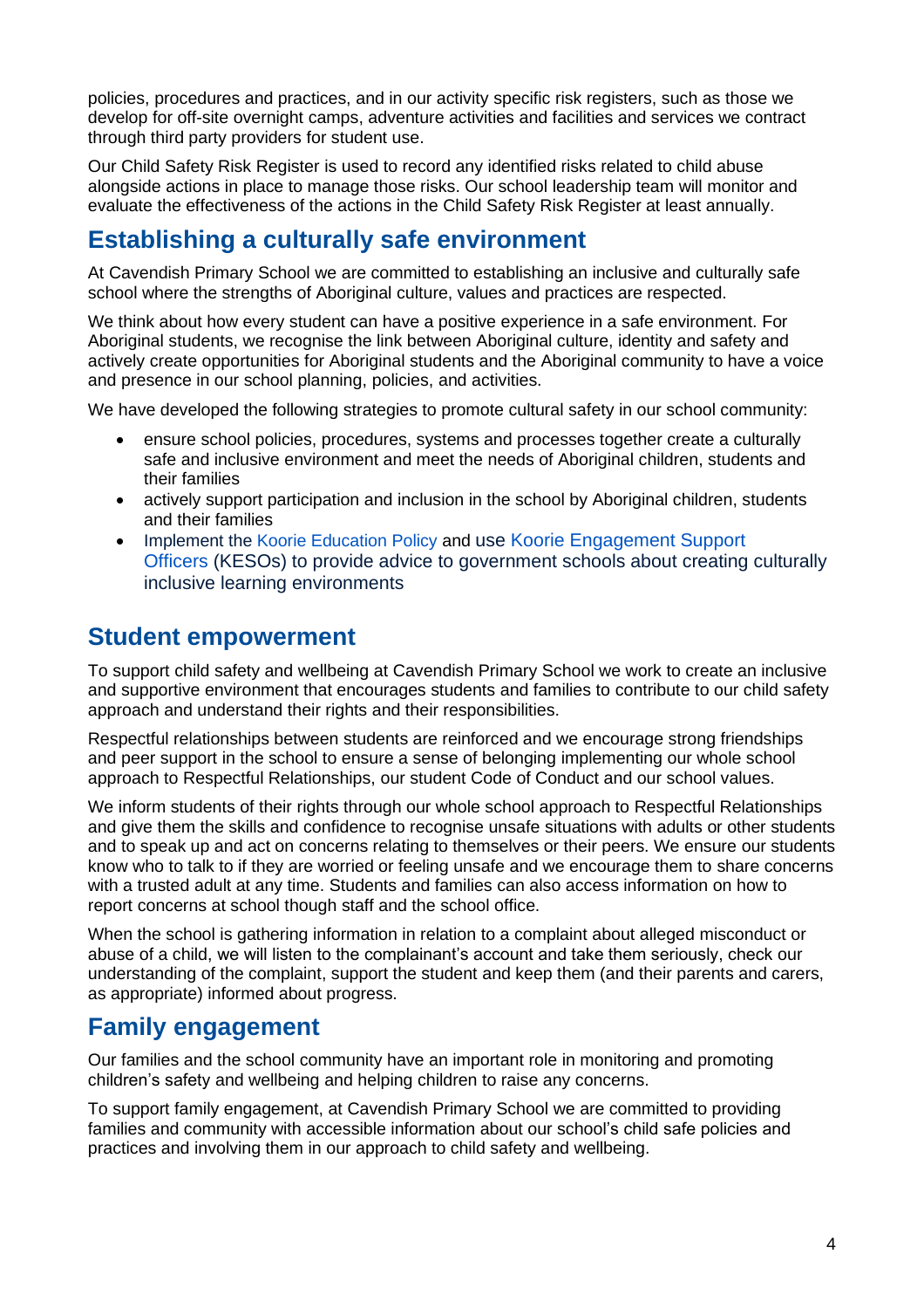policies, procedures and practices, and in our activity specific risk registers, such as those we develop for off-site overnight camps, adventure activities and facilities and services we contract through third party providers for student use.

Our Child Safety Risk Register is used to record any identified risks related to child abuse alongside actions in place to manage those risks. Our school leadership team will monitor and evaluate the effectiveness of the actions in the Child Safety Risk Register at least annually.

## Establishing a culturally safe environment

At Cavendish Primary School we are committed to establishing an inclusive and culturally safe school where the strengths of Aboriginal culture, values and practices are respected.

We think about how every student can have a positive experience in a safe environment. For Aboriginal students, we recognise the link between Aboriginal culture, identity and safety and actively create opportunities for Aboriginal students and the Aboriginal community to have a voice and presence in our school planning, policies, and activities.

We have developed the following strategies to promote cultural safety in our school community:

- ensure school policies, procedures, systems and processes together create a culturally safe and inclusive environment and meet the needs of Aboriginal children, students and their families
- actively support participation and inclusion in the school by Aboriginal children, students and their families
- Implement the Koorie Education Policy and use Koorie Engagement Support Officers (KESOs) to provide advice to government schools about creating culturally inclusive learning environments

## Student empowerment

To support child safety and wellbeing at Cavendish Primary School we work to create an inclusive and supportive environment that encourages students and families to contribute to our child safety approach and understand their rights and their responsibilities.

Respectful relationships between students are reinforced and we encourage strong friendships and peer support in the school to ensure a sense of belonging implementing our whole school approach to Respectful Relationships, our student Code of Conduct and our school values.

We inform students of their rights through our whole school approach to Respectful Relationships and give them the skills and confidence to recognise unsafe situations with adults or other students and to speak up and act on concerns relating to themselves or their peers. We ensure our students know who to talk to if they are worried or feeling unsafe and we encourage them to share concerns with a trusted adult at any time. Students and families can also access information on how to report concerns at school though staff and the school office.

When the school is gathering information in relation to a complaint about alleged misconduct or abuse of a child, we will listen to the complainant's account and take them seriously, check our understanding of the complaint, support the student and keep them (and their parents and carers, as appropriate) informed about progress.

## Family engagement

Our families and the school community have an important role in monitoring and promoting children's safety and wellbeing and helping children to raise any concerns.

To support family engagement, at Cavendish Primary School we are committed to providing families and community with accessible information about our school's child safe policies and practices and involving them in our approach to child safety and wellbeing.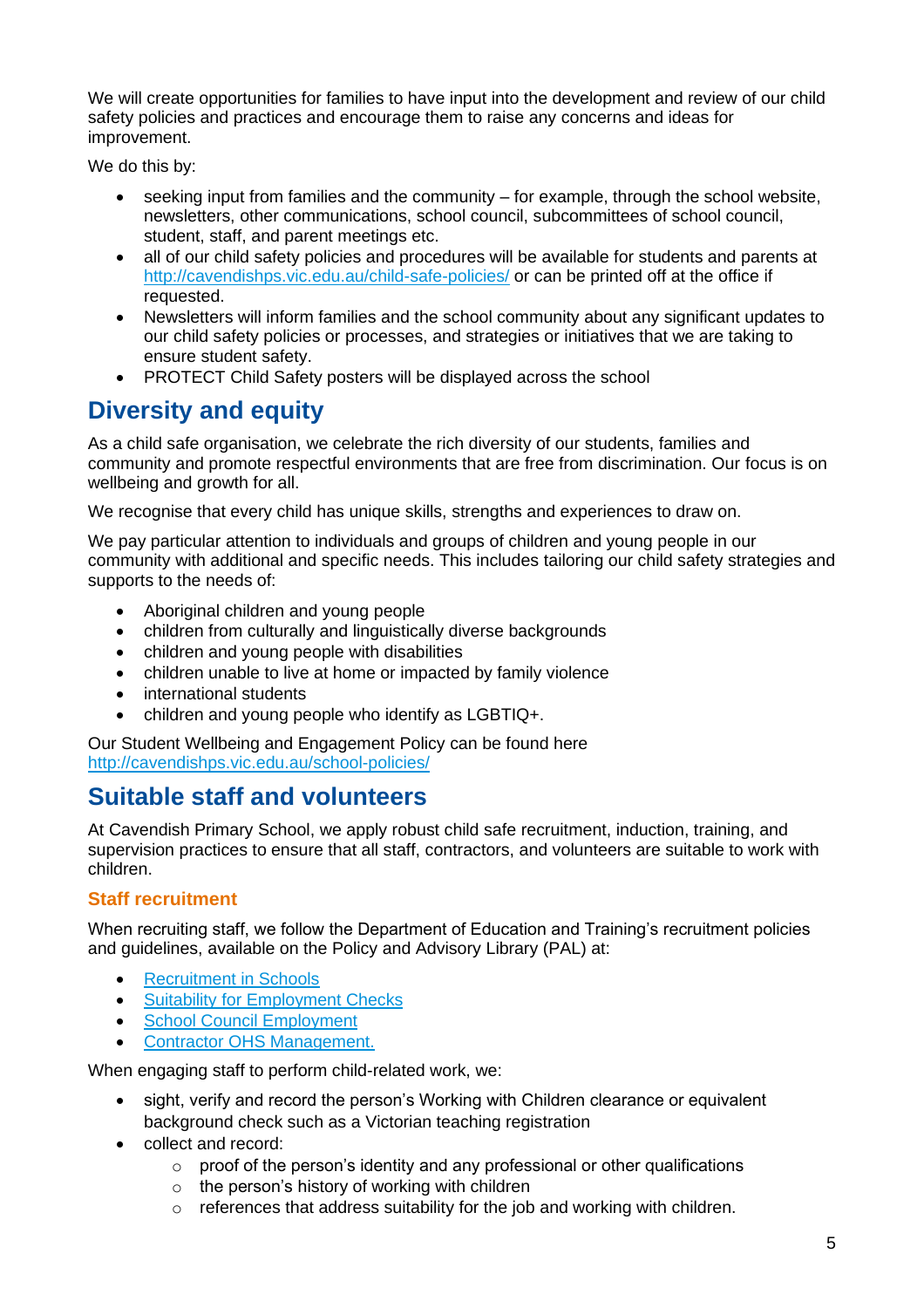We will create opportunities for families to have input into the development and review of our child safety policies and practices and encourage them to raise any concerns and ideas for improvement.

We do this by:

- seeking input from families and the community – for example, through the school website, newsletters, other communications, school council, subcommittees of school council, student, staff, and parent meetings etc.
- all of our child safety policies and procedures will be available for students and parents at [http://cavendishps.vic.edu.au/child-safe-policies/](http://cavendishps.vic.edu.au/child-safe-policies/) or can be printed off at the office if requested.
- Newsletters will inform families and the school community about any significant updates to our child safety policies or processes, and strategies or initiatives that we are taking to ensure student safety.
- PROTECT Child Safety posters will be displayed across the school

## Diversity and equity

As a child safe organisation, we celebrate the rich diversity of our students, families and community and promote respectful environments that are free from discrimination. Our focus is on wellbeing and growth for all.

We recognise that every child has unique skills, strengths and experiences to draw on.

We pay particular attention to individuals and groups of children and young people in our community with additional and specific needs. This includes tailoring our child safety strategies and supports to the needs of:

- Aboriginal children and young people
- children from culturally and linguistically diverse backgrounds
- children and young people with disabilities
- children unable to live at home or impacted by family violence
- international students
- children and young people who identify as LGBTIQ+.

Our Student Wellbeing and Engagement Policy can be found here [http://cavendishps.vic.edu.au/school-policies/](http://cavendishps.vic.edu.au/school-policies/)

## Suitable staff and volunteers

At Cavendish Primary School, we apply robust child safe recruitment, induction, training, and supervision practices to ensure that all staff, contractors, and volunteers are suitable to work with children.

### Staff recruitment

When recruiting staff, we follow the Department of Education and Training's recruitment policies and guidelines, available on the Policy and Advisory Library (PAL) at:

- Recruitment in Schools
- Suitability for Employment Checks
- School Council Employment
- Contractor OHS Management.

When engaging staff to perform child-related work, we:

- sight, verify and record the person's Working with Children clearance or equivalent background check such as a Victorian teaching registration
- collect and record:
  - proof of the person's identity and any professional or other qualifications
  - the person's history of working with children
  - references that address suitability for the job and working with children.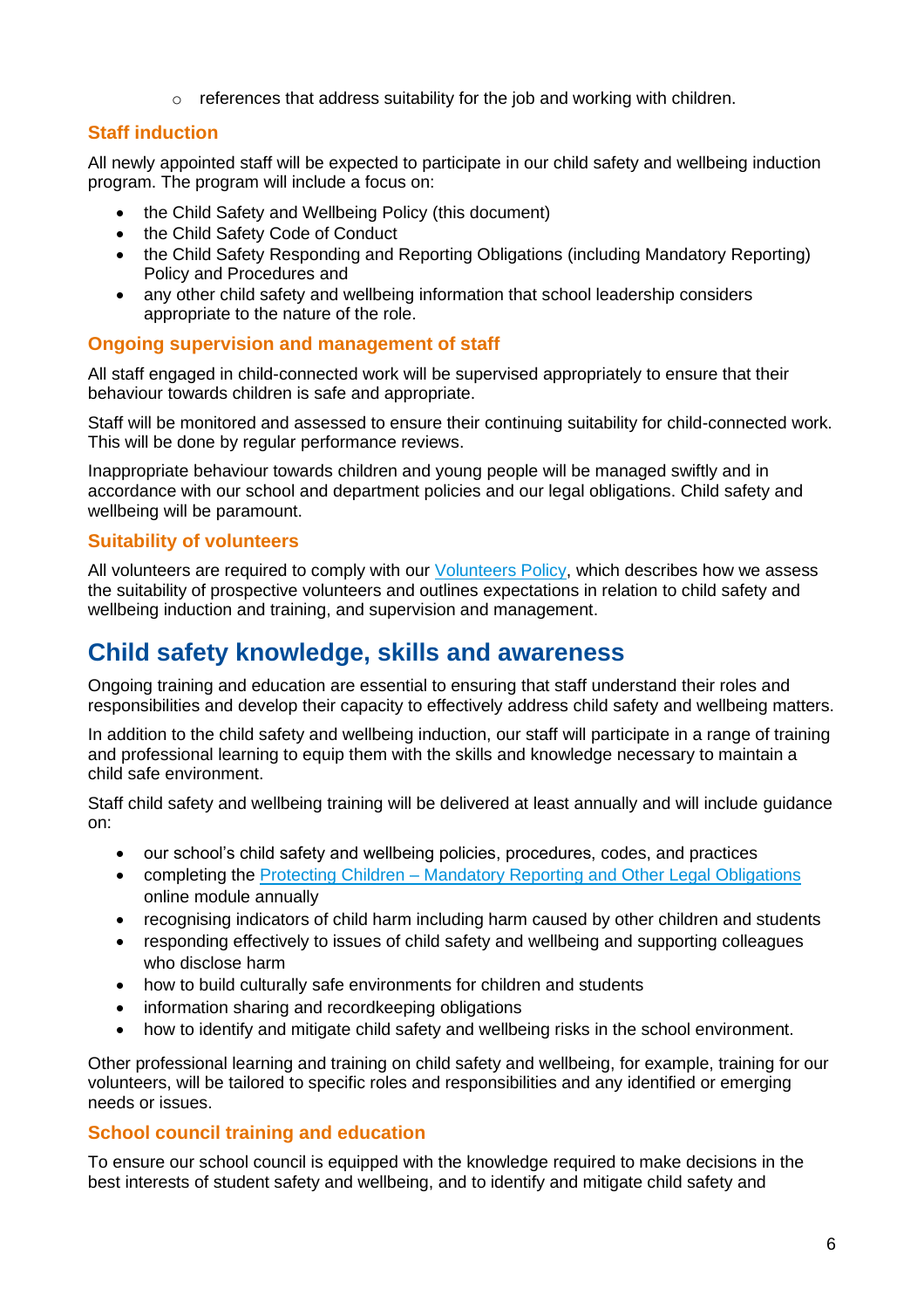- references that address suitability for the job and working with children.

### Staff induction

All newly appointed staff will be expected to participate in our child safety and wellbeing induction program. The program will include a focus on:

- the Child Safety and Wellbeing Policy (this document)
- the Child Safety Code of Conduct
- the Child Safety Responding and Reporting Obligations (including Mandatory Reporting) Policy and Procedures and
- any other child safety and wellbeing information that school leadership considers appropriate to the nature of the role.

### Ongoing supervision and management of staff

All staff engaged in child-connected work will be supervised appropriately to ensure that their behaviour towards children is safe and appropriate.

Staff will be monitored and assessed to ensure their continuing suitability for child-connected work. This will be done by regular performance reviews.

Inappropriate behaviour towards children and young people will be managed swiftly and in accordance with our school and department policies and our legal obligations. Child safety and wellbeing will be paramount.

### Suitability of volunteers

All volunteers are required to comply with our Volunteers Policy, which describes how we assess the suitability of prospective volunteers and outlines expectations in relation to child safety and wellbeing induction and training, and supervision and management.

## Child safety knowledge, skills and awareness

Ongoing training and education are essential to ensuring that staff understand their roles and responsibilities and develop their capacity to effectively address child safety and wellbeing matters.

In addition to the child safety and wellbeing induction, our staff will participate in a range of training and professional learning to equip them with the skills and knowledge necessary to maintain a child safe environment.

Staff child safety and wellbeing training will be delivered at least annually and will include guidance on:

- our school's child safety and wellbeing policies, procedures, codes, and practices
- completing the Protecting Children – Mandatory Reporting and Other Legal Obligations online module annually
- recognising indicators of child harm including harm caused by other children and students
- responding effectively to issues of child safety and wellbeing and supporting colleagues who disclose harm
- how to build culturally safe environments for children and students
- information sharing and recordkeeping obligations
- how to identify and mitigate child safety and wellbeing risks in the school environment.

Other professional learning and training on child safety and wellbeing, for example, training for our volunteers, will be tailored to specific roles and responsibilities and any identified or emerging needs or issues.

### School council training and education

To ensure our school council is equipped with the knowledge required to make decisions in the best interests of student safety and wellbeing, and to identify and mitigate child safety and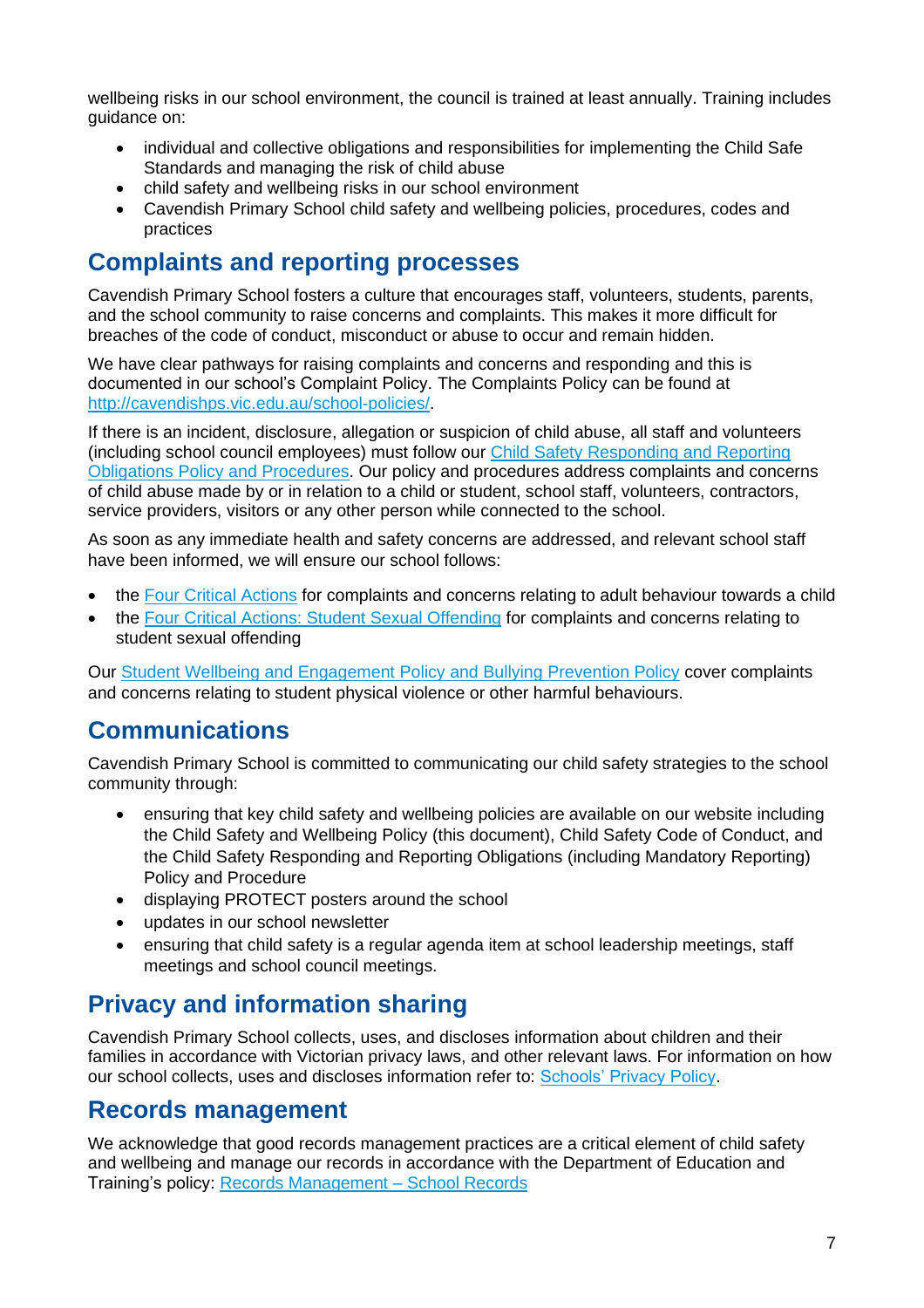wellbeing risks in our school environment, the council is trained at least annually. Training includes guidance on:

- individual and collective obligations and responsibilities for implementing the Child Safe Standards and managing the risk of child abuse
- child safety and wellbeing risks in our school environment
- Cavendish Primary School child safety and wellbeing policies, procedures, codes and practices

## Complaints and reporting processes

Cavendish Primary School fosters a culture that encourages staff, volunteers, students, parents, and the school community to raise concerns and complaints. This makes it more difficult for breaches of the code of conduct, misconduct or abuse to occur and remain hidden.

We have clear pathways for raising complaints and concerns and responding and this is documented in our school's Complaint Policy. The Complaints Policy can be found at [http://cavendishps.vic.edu.au/school-policies/](http://cavendishps.vic.edu.au/school-policies/).

If there is an incident, disclosure, allegation or suspicion of child abuse, all staff and volunteers (including school council employees) must follow our Child Safety Responding and Reporting Obligations Policy and Procedures. Our policy and procedures address complaints and concerns of child abuse made by or in relation to a child or student, school staff, volunteers, contractors, service providers, visitors or any other person while connected to the school.

As soon as any immediate health and safety concerns are addressed, and relevant school staff have been informed, we will ensure our school follows:

- the Four Critical Actions for complaints and concerns relating to adult behaviour towards a child
- the Four Critical Actions: Student Sexual Offending for complaints and concerns relating to student sexual offending

Our Student Wellbeing and Engagement Policy and Bullying Prevention Policy cover complaints and concerns relating to student physical violence or other harmful behaviours.

## Communications

Cavendish Primary School is committed to communicating our child safety strategies to the school community through:

- ensuring that key child safety and wellbeing policies are available on our website including the Child Safety and Wellbeing Policy (this document), Child Safety Code of Conduct, and the Child Safety Responding and Reporting Obligations (including Mandatory Reporting) Policy and Procedure
- displaying PROTECT posters around the school
- updates in our school newsletter
- ensuring that child safety is a regular agenda item at school leadership meetings, staff meetings and school council meetings.

## Privacy and information sharing

Cavendish Primary School collects, uses, and discloses information about children and their families in accordance with Victorian privacy laws, and other relevant laws. For information on how our school collects, uses and discloses information refer to: Schools' Privacy Policy.

## Records management

We acknowledge that good records management practices are a critical element of child safety and wellbeing and manage our records in accordance with the Department of Education and Training's policy: Records Management – School Records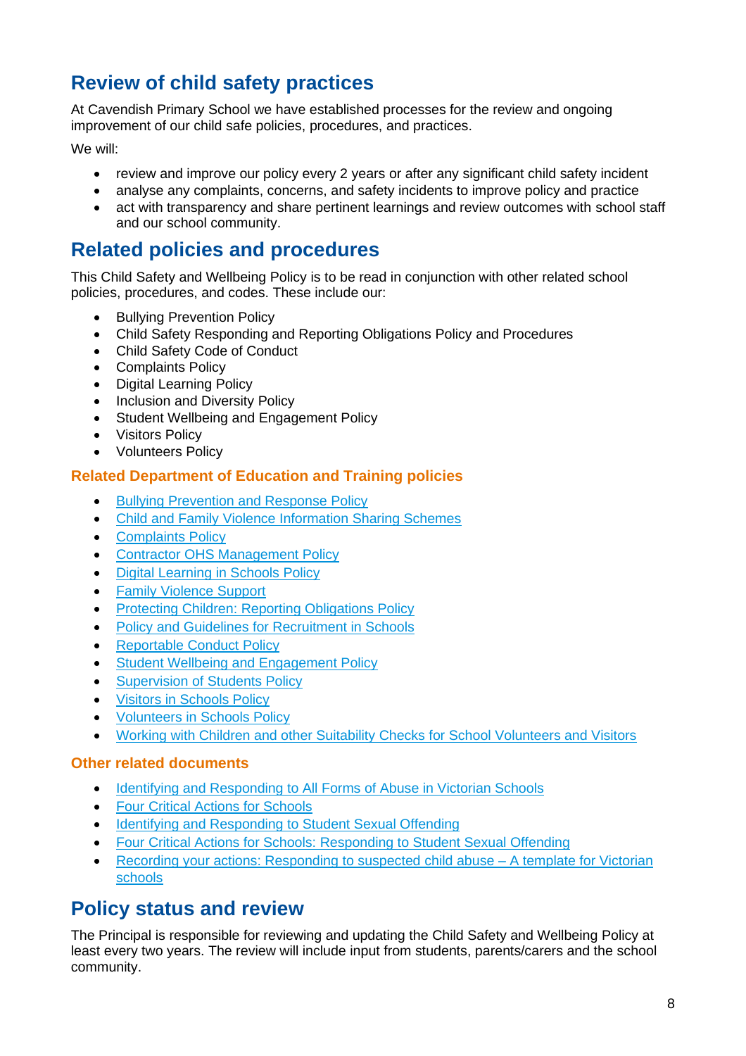## Review of child safety practices

At Cavendish Primary School we have established processes for the review and ongoing improvement of our child safe policies, procedures, and practices.

We will:

- review and improve our policy every 2 years or after any significant child safety incident
- analyse any complaints, concerns, and safety incidents to improve policy and practice
- act with transparency and share pertinent learnings and review outcomes with school staff and our school community.

## Related policies and procedures

This Child Safety and Wellbeing Policy is to be read in conjunction with other related school policies, procedures, and codes. These include our:

- Bullying Prevention Policy
- Child Safety Responding and Reporting Obligations Policy and Procedures
- Child Safety Code of Conduct
- Complaints Policy
- Digital Learning Policy
- Inclusion and Diversity Policy
- Student Wellbeing and Engagement Policy
- Visitors Policy
- Volunteers Policy

### Related Department of Education and Training policies

- Bullying Prevention and Response Policy
- Child and Family Violence Information Sharing Schemes
- Complaints Policy
- Contractor OHS Management Policy
- Digital Learning in Schools Policy
- Family Violence Support
- Protecting Children: Reporting Obligations Policy
- Policy and Guidelines for Recruitment in Schools
- Reportable Conduct Policy
- Student Wellbeing and Engagement Policy
- Supervision of Students Policy
- Visitors in Schools Policy
- Volunteers in Schools Policy
- Working with Children and other Suitability Checks for School Volunteers and Visitors

### Other related documents

- Identifying and Responding to All Forms of Abuse in Victorian Schools
- Four Critical Actions for Schools
- Identifying and Responding to Student Sexual Offending
- Four Critical Actions for Schools: Responding to Student Sexual Offending
- Recording your actions: Responding to suspected child abuse – A template for Victorian schools

## Policy status and review

The Principal is responsible for reviewing and updating the Child Safety and Wellbeing Policy at least every two years. The review will include input from students, parents/carers and the school community.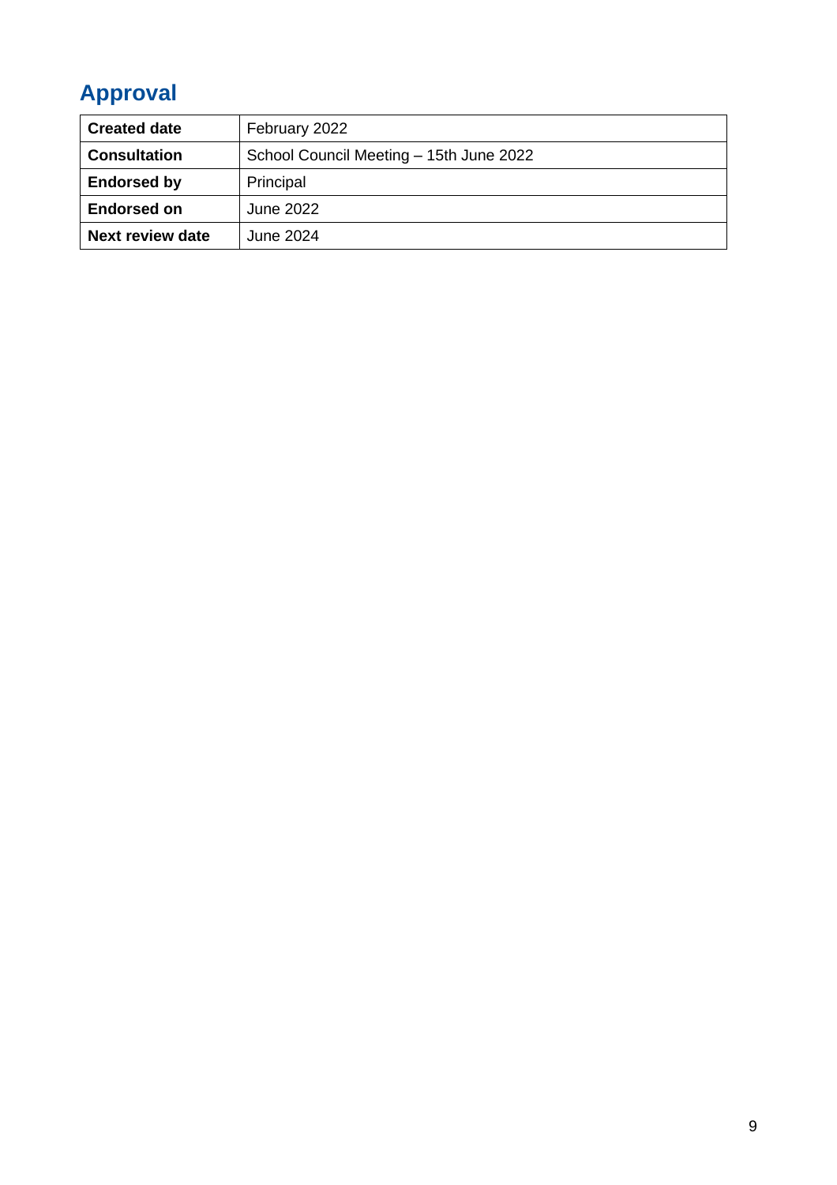## Approval

| | |
|---|---|
| **Created date** | February 2022 |
| **Consultation** | School Council Meeting – 15th June 2022 |
| **Endorsed by** | Principal |
| **Endorsed on** | June 2022 |
| **Next review date** | June 2024 |